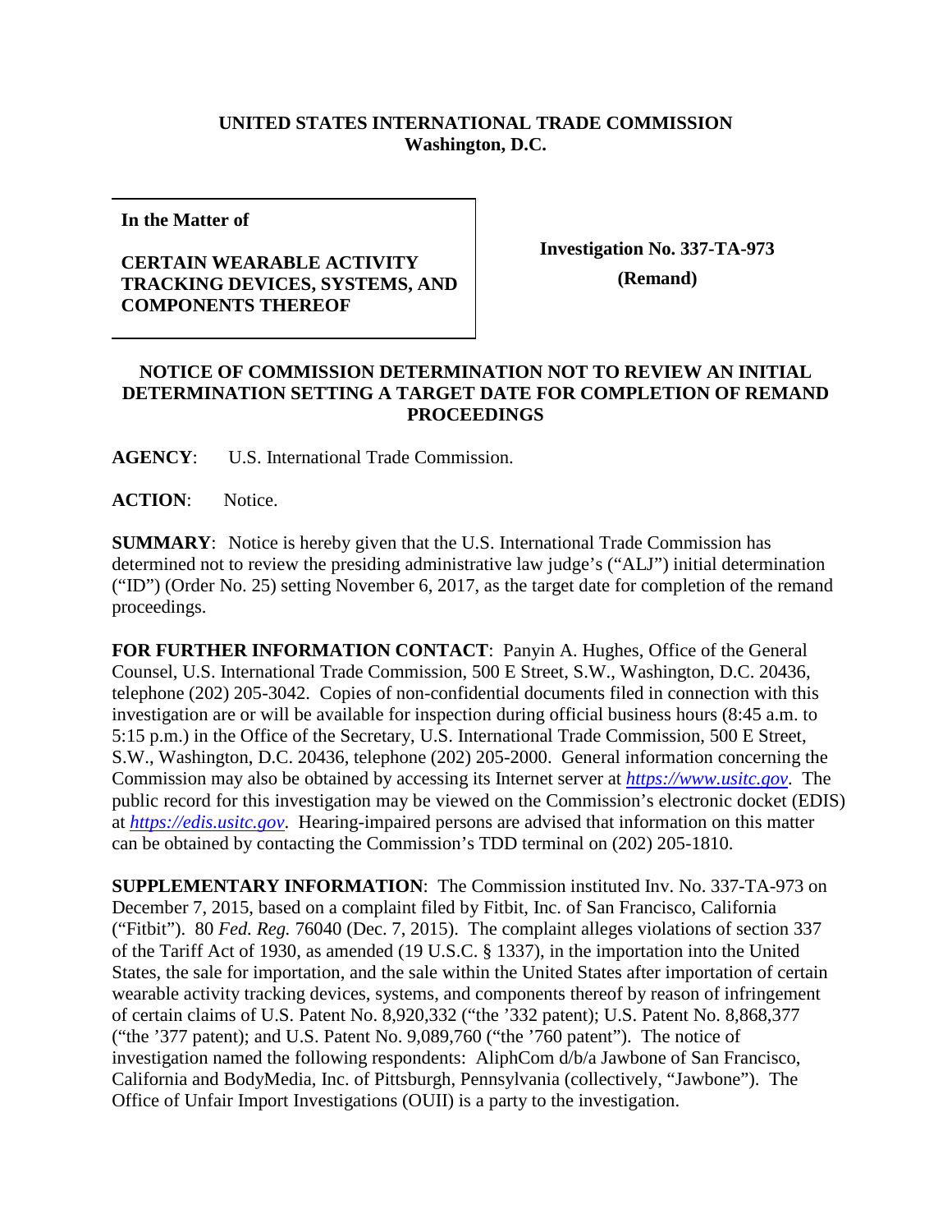**UNITED STATES INTERNATIONAL TRADE COMMISSION**
**Washington, D.C.**

| **In the Matter of**<br><br>**CERTAIN WEARABLE ACTIVITY TRACKING DEVICES, SYSTEMS, AND COMPONENTS THEREOF** | **Investigation No. 337-TA-973**<br><br>**(Remand)** |
|---|---|

**NOTICE OF COMMISSION DETERMINATION NOT TO REVIEW AN INITIAL DETERMINATION SETTING A TARGET DATE FOR COMPLETION OF REMAND PROCEEDINGS**

**AGENCY**: U.S. International Trade Commission.

**ACTION**: Notice.

**SUMMARY**: Notice is hereby given that the U.S. International Trade Commission has determined not to review the presiding administrative law judge's ("ALJ") initial determination ("ID") (Order No. 25) setting November 6, 2017, as the target date for completion of the remand proceedings.

**FOR FURTHER INFORMATION CONTACT**: Panyin A. Hughes, Office of the General Counsel, U.S. International Trade Commission, 500 E Street, S.W., Washington, D.C. 20436, telephone (202) 205-3042. Copies of non-confidential documents filed in connection with this investigation are or will be available for inspection during official business hours (8:45 a.m. to 5:15 p.m.) in the Office of the Secretary, U.S. International Trade Commission, 500 E Street, S.W., Washington, D.C. 20436, telephone (202) 205-2000. General information concerning the Commission may also be obtained by accessing its Internet server at *https://www.usitc.gov*. The public record for this investigation may be viewed on the Commission's electronic docket (EDIS) at *https://edis.usitc.gov*. Hearing-impaired persons are advised that information on this matter can be obtained by contacting the Commission's TDD terminal on (202) 205-1810.

**SUPPLEMENTARY INFORMATION**: The Commission instituted Inv. No. 337-TA-973 on December 7, 2015, based on a complaint filed by Fitbit, Inc. of San Francisco, California ("Fitbit"). 80 *Fed. Reg.* 76040 (Dec. 7, 2015). The complaint alleges violations of section 337 of the Tariff Act of 1930, as amended (19 U.S.C. § 1337), in the importation into the United States, the sale for importation, and the sale within the United States after importation of certain wearable activity tracking devices, systems, and components thereof by reason of infringement of certain claims of U.S. Patent No. 8,920,332 ("the '332 patent); U.S. Patent No. 8,868,377 ("the '377 patent); and U.S. Patent No. 9,089,760 ("the '760 patent"). The notice of investigation named the following respondents: AliphCom d/b/a Jawbone of San Francisco, California and BodyMedia, Inc. of Pittsburgh, Pennsylvania (collectively, "Jawbone"). The Office of Unfair Import Investigations (OUII) is a party to the investigation.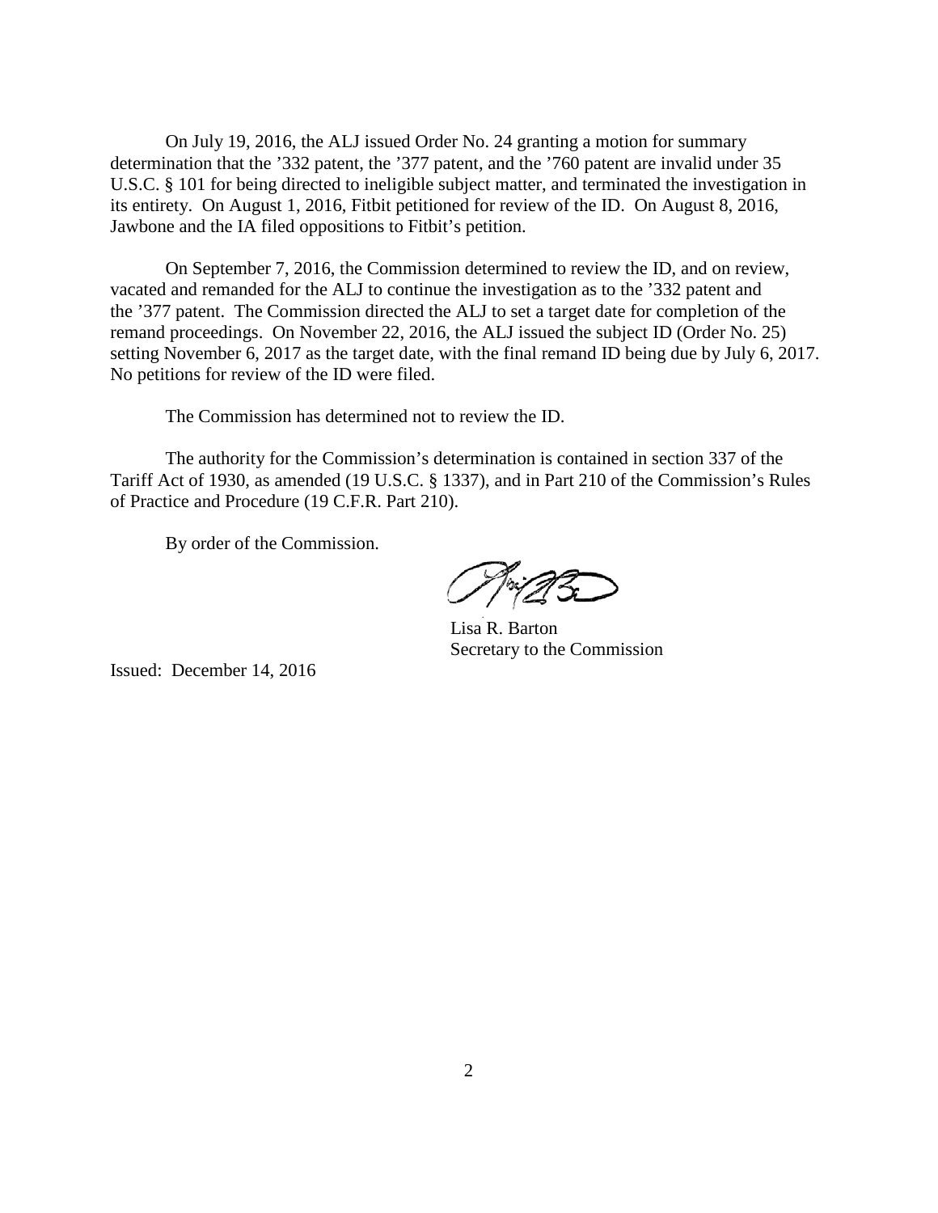On July 19, 2016, the ALJ issued Order No. 24 granting a motion for summary determination that the ’332 patent, the ’377 patent, and the ’760 patent are invalid under 35 U.S.C. § 101 for being directed to ineligible subject matter, and terminated the investigation in its entirety. On August 1, 2016, Fitbit petitioned for review of the ID. On August 8, 2016, Jawbone and the IA filed oppositions to Fitbit’s petition.

On September 7, 2016, the Commission determined to review the ID, and on review, vacated and remanded for the ALJ to continue the investigation as to the ’332 patent and the ’377 patent. The Commission directed the ALJ to set a target date for completion of the remand proceedings. On November 22, 2016, the ALJ issued the subject ID (Order No. 25) setting November 6, 2017 as the target date, with the final remand ID being due by July 6, 2017. No petitions for review of the ID were filed.

The Commission has determined not to review the ID.

The authority for the Commission’s determination is contained in section 337 of the Tariff Act of 1930, as amended (19 U.S.C. § 1337), and in Part 210 of the Commission’s Rules of Practice and Procedure (19 C.F.R. Part 210).

By order of the Commission.

Lisa R. Barton
Secretary to the Commission

Issued: December 14, 2016